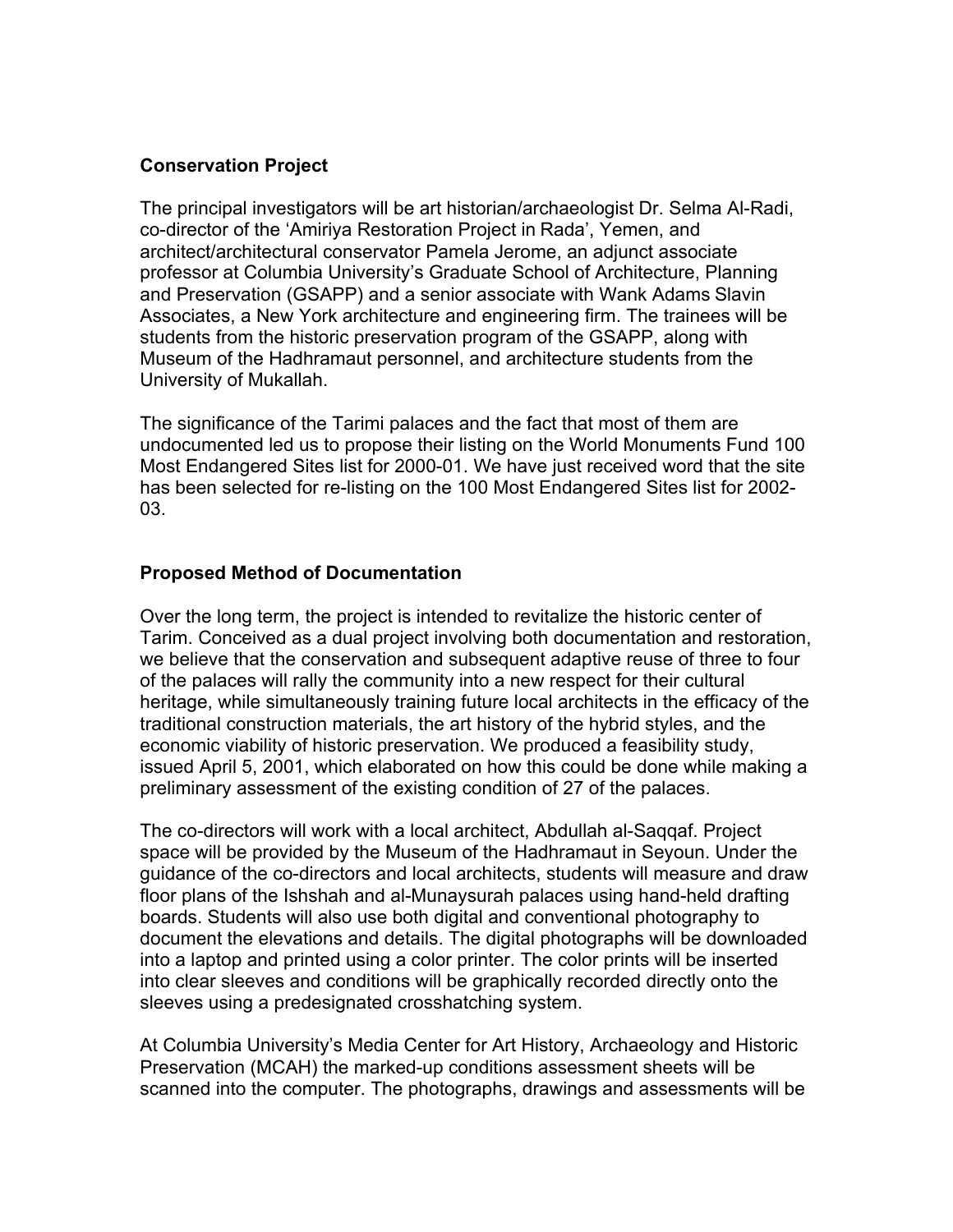## Conservation Project

The principal investigators will be art historian/archaeologist Dr. Selma Al-Radi, co-director of the 'Amiriya Restoration Project in Rada', Yemen, and architect/architectural conservator Pamela Jerome, an adjunct associate professor at Columbia University's Graduate School of Architecture, Planning and Preservation (GSAPP) and a senior associate with Wank Adams Slavin Associates, a New York architecture and engineering firm. The trainees will be students from the historic preservation program of the GSAPP, along with Museum of the Hadhramaut personnel, and architecture students from the University of Mukallah.

The significance of the Tarimi palaces and the fact that most of them are undocumented led us to propose their listing on the World Monuments Fund 100 Most Endangered Sites list for 2000-01. We have just received word that the site has been selected for re-listing on the 100 Most Endangered Sites list for 2002-03.

## Proposed Method of Documentation

Over the long term, the project is intended to revitalize the historic center of Tarim. Conceived as a dual project involving both documentation and restoration, we believe that the conservation and subsequent adaptive reuse of three to four of the palaces will rally the community into a new respect for their cultural heritage, while simultaneously training future local architects in the efficacy of the traditional construction materials, the art history of the hybrid styles, and the economic viability of historic preservation. We produced a feasibility study, issued April 5, 2001, which elaborated on how this could be done while making a preliminary assessment of the existing condition of 27 of the palaces.

The co-directors will work with a local architect, Abdullah al-Saqqaf. Project space will be provided by the Museum of the Hadhramaut in Seyoun. Under the guidance of the co-directors and local architects, students will measure and draw floor plans of the Ishshah and al-Munaysurah palaces using hand-held drafting boards. Students will also use both digital and conventional photography to document the elevations and details. The digital photographs will be downloaded into a laptop and printed using a color printer. The color prints will be inserted into clear sleeves and conditions will be graphically recorded directly onto the sleeves using a predesignated crosshatching system.

At Columbia University's Media Center for Art History, Archaeology and Historic Preservation (MCAH) the marked-up conditions assessment sheets will be scanned into the computer. The photographs, drawings and assessments will be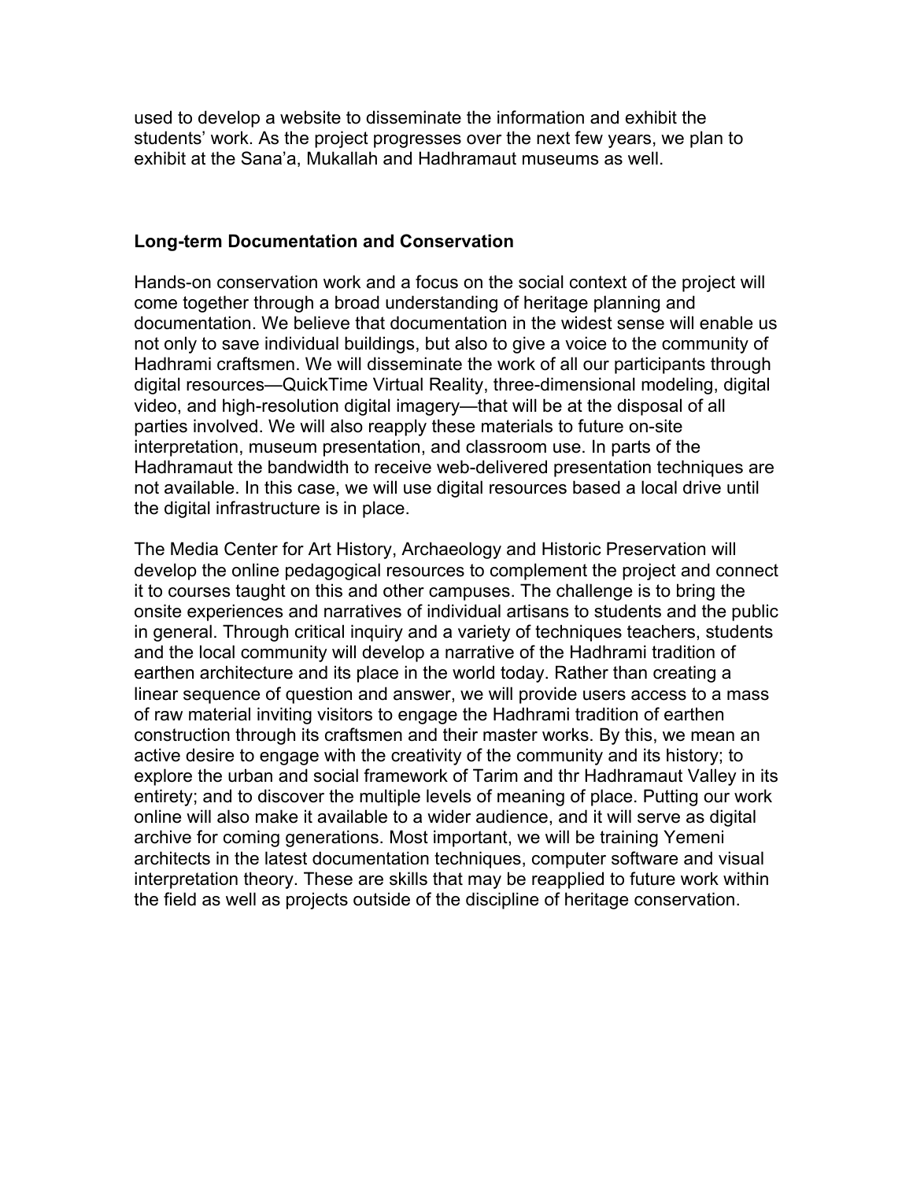used to develop a website to disseminate the information and exhibit the students' work. As the project progresses over the next few years, we plan to exhibit at the Sana'a, Mukallah and Hadhramaut museums as well.

**Long-term Documentation and Conservation**

Hands-on conservation work and a focus on the social context of the project will come together through a broad understanding of heritage planning and documentation. We believe that documentation in the widest sense will enable us not only to save individual buildings, but also to give a voice to the community of Hadhrami craftsmen. We will disseminate the work of all our participants through digital resources—QuickTime Virtual Reality, three-dimensional modeling, digital video, and high-resolution digital imagery—that will be at the disposal of all parties involved. We will also reapply these materials to future on-site interpretation, museum presentation, and classroom use. In parts of the Hadhramaut the bandwidth to receive web-delivered presentation techniques are not available. In this case, we will use digital resources based a local drive until the digital infrastructure is in place.

The Media Center for Art History, Archaeology and Historic Preservation will develop the online pedagogical resources to complement the project and connect it to courses taught on this and other campuses. The challenge is to bring the onsite experiences and narratives of individual artisans to students and the public in general. Through critical inquiry and a variety of techniques teachers, students and the local community will develop a narrative of the Hadhrami tradition of earthen architecture and its place in the world today. Rather than creating a linear sequence of question and answer, we will provide users access to a mass of raw material inviting visitors to engage the Hadhrami tradition of earthen construction through its craftsmen and their master works. By this, we mean an active desire to engage with the creativity of the community and its history; to explore the urban and social framework of Tarim and thr Hadhramaut Valley in its entirety; and to discover the multiple levels of meaning of place. Putting our work online will also make it available to a wider audience, and it will serve as digital archive for coming generations. Most important, we will be training Yemeni architects in the latest documentation techniques, computer software and visual interpretation theory. These are skills that may be reapplied to future work within the field as well as projects outside of the discipline of heritage conservation.